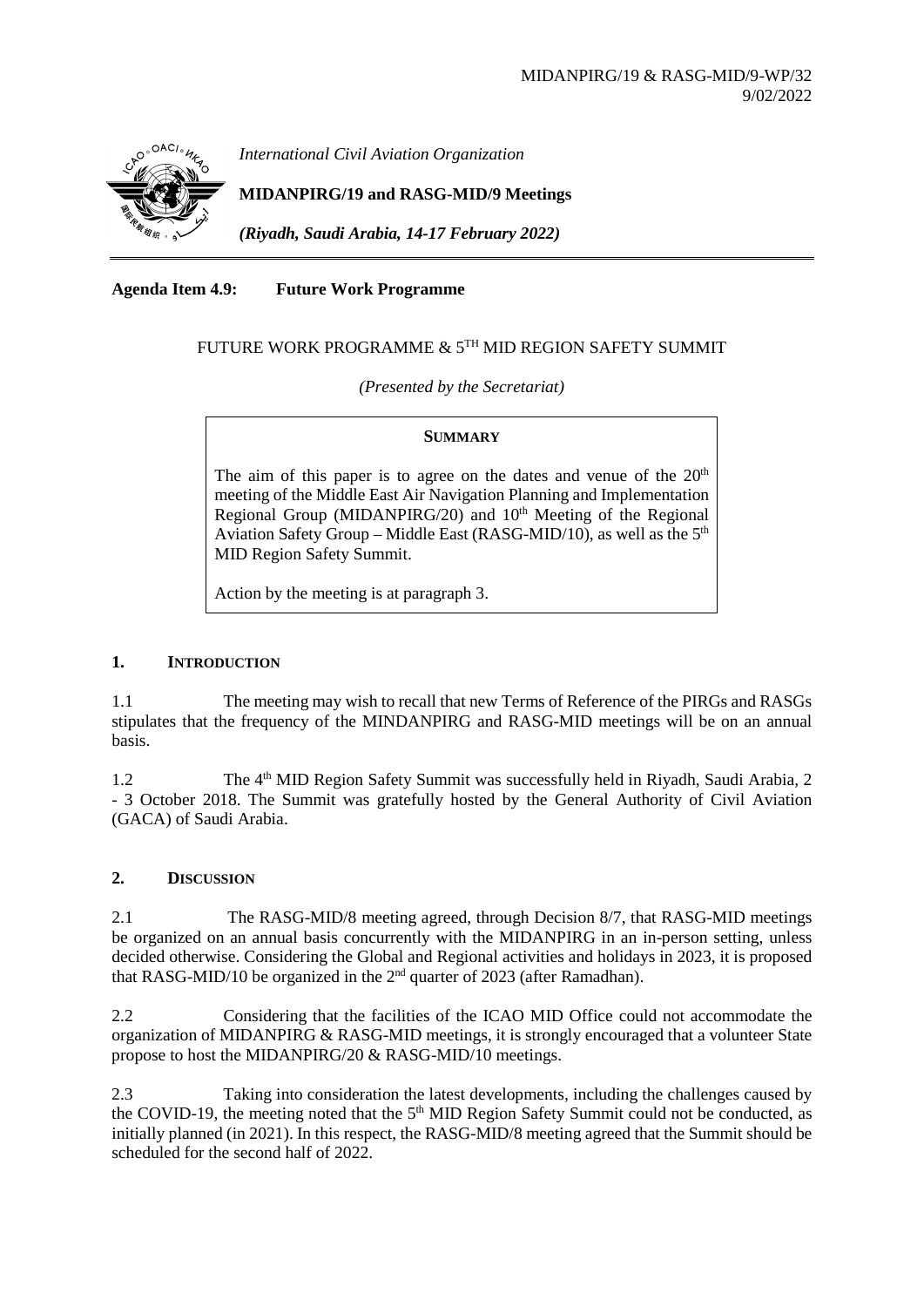MIDANPIRG/19 & RASG-MID/9-WP/32
9/02/2022

*International Civil Aviation Organization*

**MIDANPIRG/19 and RASG-MID/9 Meetings**

***(Riyadh, Saudi Arabia, 14-17 February 2022)***

**Agenda Item 4.9: Future Work Programme**

FUTURE WORK PROGRAMME & 5TH MID REGION SAFETY SUMMIT

*(Presented by the Secretariat)*

**SUMMARY**

The aim of this paper is to agree on the dates and venue of the 20th meeting of the Middle East Air Navigation Planning and Implementation Regional Group (MIDANPIRG/20) and 10th Meeting of the Regional Aviation Safety Group – Middle East (RASG-MID/10), as well as the 5th MID Region Safety Summit.

Action by the meeting is at paragraph 3.

## 1. INTRODUCTION

1.1 The meeting may wish to recall that new Terms of Reference of the PIRGs and RASGs stipulates that the frequency of the MINDANPIRG and RASG-MID meetings will be on an annual basis.

1.2 The 4th MID Region Safety Summit was successfully held in Riyadh, Saudi Arabia, 2 - 3 October 2018. The Summit was gratefully hosted by the General Authority of Civil Aviation (GACA) of Saudi Arabia.

## 2. DISCUSSION

2.1 The RASG-MID/8 meeting agreed, through Decision 8/7, that RASG-MID meetings be organized on an annual basis concurrently with the MIDANPIRG in an in-person setting, unless decided otherwise. Considering the Global and Regional activities and holidays in 2023, it is proposed that RASG-MID/10 be organized in the 2nd quarter of 2023 (after Ramadhan).

2.2 Considering that the facilities of the ICAO MID Office could not accommodate the organization of MIDANPIRG & RASG-MID meetings, it is strongly encouraged that a volunteer State propose to host the MIDANPIRG/20 & RASG-MID/10 meetings.

2.3 Taking into consideration the latest developments, including the challenges caused by the COVID-19, the meeting noted that the 5th MID Region Safety Summit could not be conducted, as initially planned (in 2021). In this respect, the RASG-MID/8 meeting agreed that the Summit should be scheduled for the second half of 2022.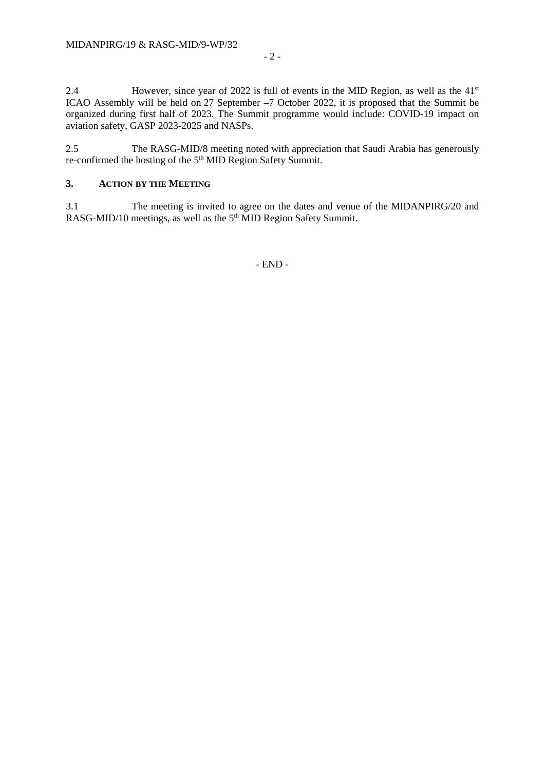2.4 However, since year of 2022 is full of events in the MID Region, as well as the 41st ICAO Assembly will be held on 27 September –7 October 2022, it is proposed that the Summit be organized during first half of 2023. The Summit programme would include: COVID-19 impact on aviation safety, GASP 2023-2025 and NASPs.

2.5 The RASG-MID/8 meeting noted with appreciation that Saudi Arabia has generously re-confirmed the hosting of the 5th MID Region Safety Summit.

## 3. ACTION BY THE MEETING

3.1 The meeting is invited to agree on the dates and venue of the MIDANPIRG/20 and RASG-MID/10 meetings, as well as the 5th MID Region Safety Summit.

- END -